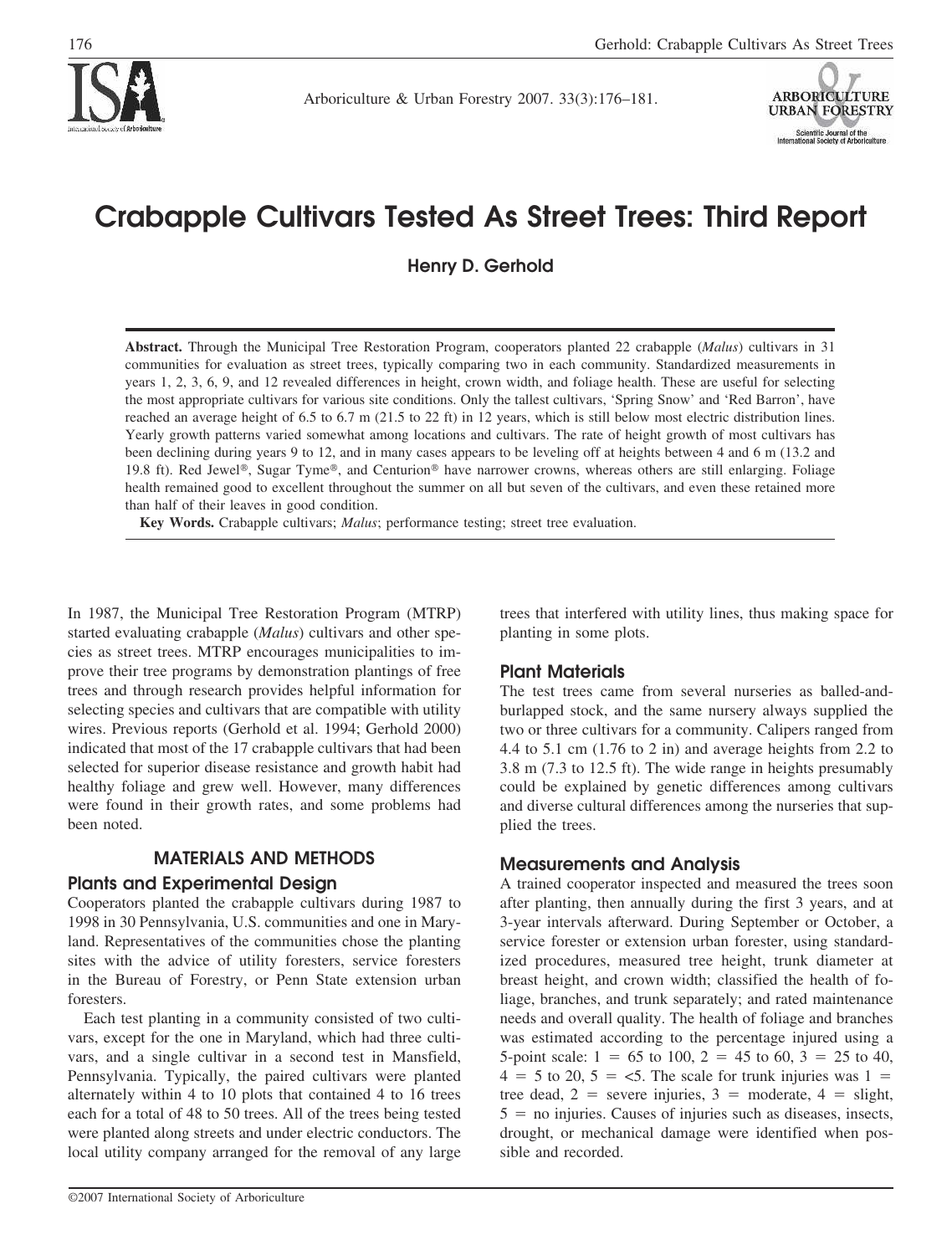# Crabapple Cultivars Tested As Street Trees: Third Report

**Henry D. Gerhold**

**Abstract.** Through the Municipal Tree Restoration Program, cooperators planted 22 crabapple (*Malus*) cultivars in 31 communities for evaluation as street trees, typically comparing two in each community. Standardized measurements in years 1, 2, 3, 6, 9, and 12 revealed differences in height, crown width, and foliage health. These are useful for selecting the most appropriate cultivars for various site conditions. Only the tallest cultivars, 'Spring Snow' and 'Red Barron', have reached an average height of 6.5 to 6.7 m (21.5 to 22 ft) in 12 years, which is still below most electric distribution lines. Yearly growth patterns varied somewhat among locations and cultivars. The rate of height growth of most cultivars has been declining during years 9 to 12, and in many cases appears to be leveling off at heights between 4 and 6 m (13.2 and 19.8 ft). Red Jewel®, Sugar Tyme®, and Centurion® have narrower crowns, whereas others are still enlarging. Foliage health remained good to excellent throughout the summer on all but seven of the cultivars, and even these retained more than half of their leaves in good condition.

**Key Words.** Crabapple cultivars; *Malus*; performance testing; street tree evaluation.

In 1987, the Municipal Tree Restoration Program (MTRP) started evaluating crabapple (*Malus*) cultivars and other species as street trees. MTRP encourages municipalities to improve their tree programs by demonstration plantings of free trees and through research provides helpful information for selecting species and cultivars that are compatible with utility wires. Previous reports (Gerhold et al. 1994; Gerhold 2000) indicated that most of the 17 crabapple cultivars that had been selected for superior disease resistance and growth habit had healthy foliage and grew well. However, many differences were found in their growth rates, and some problems had been noted.

## MATERIALS AND METHODS

### Plants and Experimental Design

Cooperators planted the crabapple cultivars during 1987 to 1998 in 30 Pennsylvania, U.S. communities and one in Maryland. Representatives of the communities chose the planting sites with the advice of utility foresters, service foresters in the Bureau of Forestry, or Penn State extension urban foresters.

Each test planting in a community consisted of two cultivars, except for the one in Maryland, which had three cultivars, and a single cultivar in a second test in Mansfield, Pennsylvania. Typically, the paired cultivars were planted alternately within 4 to 10 plots that contained 4 to 16 trees each for a total of 48 to 50 trees. All of the trees being tested were planted along streets and under electric conductors. The local utility company arranged for the removal of any large trees that interfered with utility lines, thus making space for planting in some plots.

### Plant Materials

The test trees came from several nurseries as balled-and-burlapped stock, and the same nursery always supplied the two or three cultivars for a community. Calipers ranged from 4.4 to 5.1 cm (1.76 to 2 in) and average heights from 2.2 to 3.8 m (7.3 to 12.5 ft). The wide range in heights presumably could be explained by genetic differences among cultivars and diverse cultural differences among the nurseries that supplied the trees.

### Measurements and Analysis

A trained cooperator inspected and measured the trees soon after planting, then annually during the first 3 years, and at 3-year intervals afterward. During September or October, a service forester or extension urban forester, using standardized procedures, measured tree height, trunk diameter at breast height, and crown width; classified the health of foliage, branches, and trunk separately; and rated maintenance needs and overall quality. The health of foliage and branches was estimated according to the percentage injured using a 5-point scale: 1 = 65 to 100, 2 = 45 to 60, 3 = 25 to 40, 4 = 5 to 20, 5 = <5. The scale for trunk injuries was 1 = tree dead, 2 = severe injuries, 3 = moderate, 4 = slight, 5 = no injuries. Causes of injuries such as diseases, insects, drought, or mechanical damage were identified when possible and recorded.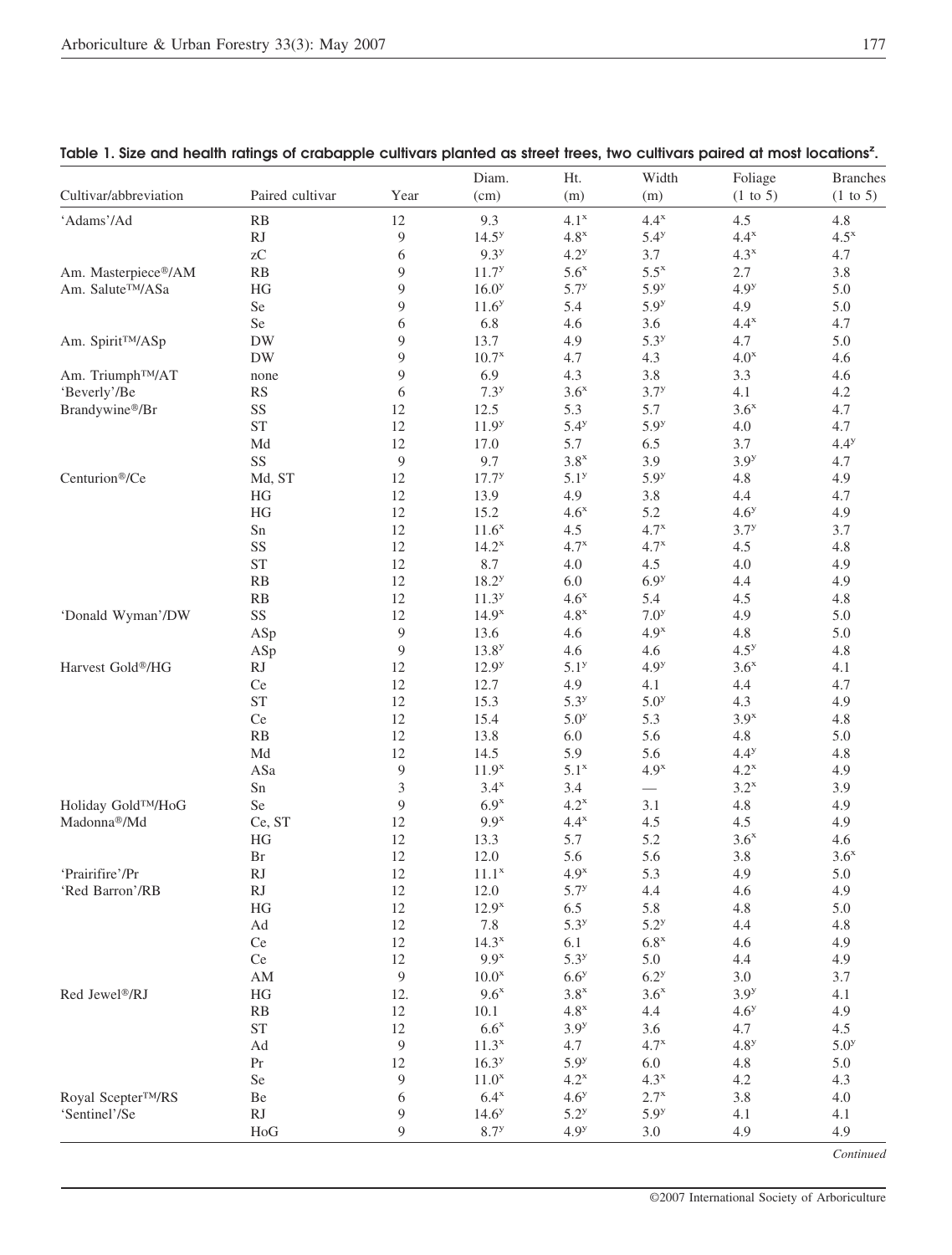**Table 1. Size and health ratings of crabapple cultivars planted as street trees, two cultivars paired at most locations[z].**

| Cultivar/abbreviation | Paired cultivar | Year | Diam. (cm) | Ht. (m) | Width (m) | Foliage (1 to 5) | Branches (1 to 5) |
|---|---|---|---|---|---|---|---|
| 'Adams'/Ad | RB | 12 | 9.3 | 4.1[x] | 4.4[x] | 4.5 | 4.8 |
| | RJ | 9 | 14.5[y] | 4.8[x] | 5.4[y] | 4.4[x] | 4.5[x] |
| | zC | 6 | 9.3[y] | 4.2[y] | 3.7 | 4.3[x] | 4.7 |
| Am. Masterpiece®/AM | RB | 9 | 11.7[y] | 5.6[x] | 5.5[x] | 2.7 | 3.8 |
| Am. Salute™/ASa | HG | 9 | 16.0[y] | 5.7[y] | 5.9[y] | 4.9[y] | 5.0 |
| | Se | 9 | 11.6[y] | 5.4 | 5.9[y] | 4.9 | 5.0 |
| | Se | 6 | 6.8 | 4.6 | 3.6 | 4.4[x] | 4.7 |
| Am. Spirit™/ASp | DW | 9 | 13.7 | 4.9 | 5.3[y] | 4.7 | 5.0 |
| | DW | 9 | 10.7[x] | 4.7 | 4.3 | 4.0[x] | 4.6 |
| Am. Triumph™/AT | none | 9 | 6.9 | 4.3 | 3.8 | 3.3 | 4.6 |
| 'Beverly'/Be | RS | 6 | 7.3[y] | 3.6[x] | 3.7[y] | 4.1 | 4.2 |
| Brandywine®/Br | SS | 12 | 12.5 | 5.3 | 5.7 | 3.6[x] | 4.7 |
| | ST | 12 | 11.9[y] | 5.4[y] | 5.9[y] | 4.0 | 4.7 |
| | Md | 12 | 17.0 | 5.7 | 6.5 | 3.7 | 4.4[y] |
| | SS | 9 | 9.7 | 3.8[x] | 3.9 | 3.9[y] | 4.7 |
| Centurion®/Ce | Md, ST | 12 | 17.7[y] | 5.1[y] | 5.9[y] | 4.8 | 4.9 |
| | HG | 12 | 13.9 | 4.9 | 3.8 | 4.4 | 4.7 |
| | HG | 12 | 15.2 | 4.6[x] | 5.2 | 4.6[y] | 4.9 |
| | Sn | 12 | 11.6[x] | 4.5 | 4.7[x] | 3.7[y] | 3.7 |
| | SS | 12 | 14.2[x] | 4.7[x] | 4.7[x] | 4.5 | 4.8 |
| | ST | 12 | 8.7 | 4.0 | 4.5 | 4.0 | 4.9 |
| | RB | 12 | 18.2[y] | 6.0 | 6.9[y] | 4.4 | 4.9 |
| | RB | 12 | 11.3[y] | 4.6[x] | 5.4 | 4.5 | 4.8 |
| 'Donald Wyman'/DW | SS | 12 | 14.9[x] | 4.8[x] | 7.0[y] | 4.9 | 5.0 |
| | ASp | 9 | 13.6 | 4.6 | 4.9[x] | 4.8 | 5.0 |
| | ASp | 9 | 13.8[y] | 4.6 | 4.6 | 4.5[y] | 4.8 |
| Harvest Gold®/HG | RJ | 12 | 12.9[y] | 5.1[y] | 4.9[y] | 3.6[x] | 4.1 |
| | Ce | 12 | 12.7 | 4.9 | 4.1 | 4.4 | 4.7 |
| | ST | 12 | 15.3 | 5.3[y] | 5.0[y] | 4.3 | 4.9 |
| | Ce | 12 | 15.4 | 5.0[y] | 5.3 | 3.9[x] | 4.8 |
| | RB | 12 | 13.8 | 6.0 | 5.6 | 4.8 | 5.0 |
| | Md | 12 | 14.5 | 5.9 | 5.6 | 4.4[y] | 4.8 |
| | ASa | 9 | 11.9[x] | 5.1[x] | 4.9[x] | 4.2[x] | 4.9 |
| | Sn | 3 | 3.4[x] | 3.4 | — | 3.2[x] | 3.9 |
| Holiday Gold™/HoG | Se | 9 | 6.9[x] | 4.2[x] | 3.1 | 4.8 | 4.9 |
| Madonna®/Md | Ce, ST | 12 | 9.9[x] | 4.4[x] | 4.5 | 4.5 | 4.9 |
| | HG | 12 | 13.3 | 5.7 | 5.2 | 3.6[x] | 4.6 |
| | Br | 12 | 12.0 | 5.6 | 5.6 | 3.8 | 3.6[x] |
| 'Prairifire'/Pr | RJ | 12 | 11.1[x] | 4.9[x] | 5.3 | 4.9 | 5.0 |
| 'Red Barron'/RB | RJ | 12 | 12.0 | 5.7[y] | 4.4 | 4.6 | 4.9 |
| | HG | 12 | 12.9[x] | 6.5 | 5.8 | 4.8 | 5.0 |
| | Ad | 12 | 7.8 | 5.3[y] | 5.2[y] | 4.4 | 4.8 |
| | Ce | 12 | 14.3[x] | 6.1 | 6.8[x] | 4.6 | 4.9 |
| | Ce | 12 | 9.9[x] | 5.3[y] | 5.0 | 4.4 | 4.9 |
| | AM | 9 | 10.0[x] | 6.6[y] | 6.2[y] | 3.0 | 3.7 |
| Red Jewel®/RJ | HG | 12. | 9.6[x] | 3.8[x] | 3.6[x] | 3.9[y] | 4.1 |
| | RB | 12 | 10.1 | 4.8[x] | 4.4 | 4.6[y] | 4.9 |
| | ST | 12 | 6.6[x] | 3.9[y] | 3.6 | 4.7 | 4.5 |
| | Ad | 9 | 11.3[x] | 4.7 | 4.7[x] | 4.8[y] | 5.0[y] |
| | Pr | 12 | 16.3[y] | 5.9[y] | 6.0 | 4.8 | 5.0 |
| | Se | 9 | 11.0[x] | 4.2[x] | 4.3[x] | 4.2 | 4.3 |
| Royal Scepter™/RS | Be | 6 | 6.4[x] | 4.6[y] | 2.7[x] | 3.8 | 4.0 |
| 'Sentinel'/Se | RJ | 9 | 14.6[y] | 5.2[y] | 5.9[y] | 4.1 | 4.1 |
| | HoG | 9 | 8.7[y] | 4.9[y] | 3.0 | 4.9 | 4.9 |

*Continued*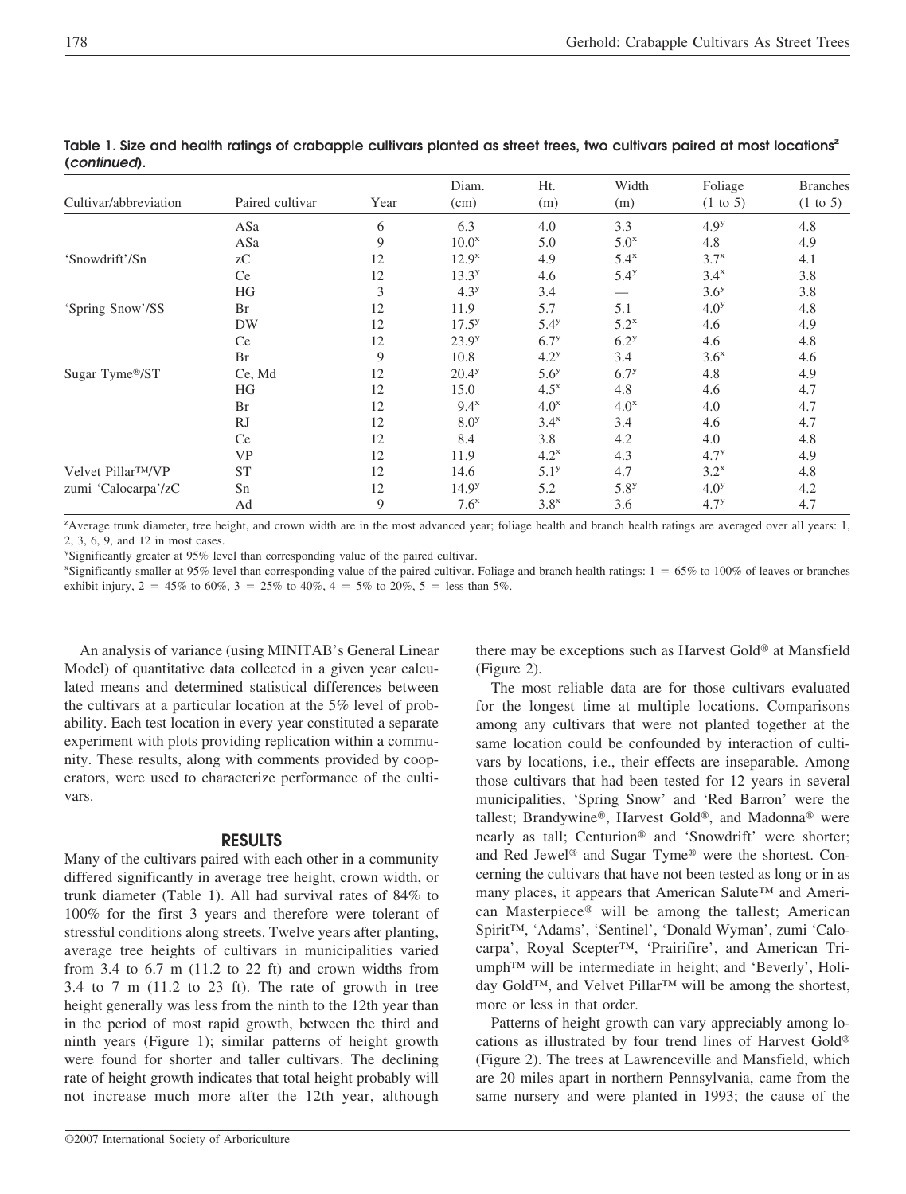**Table 1. Size and health ratings of crabapple cultivars planted as street trees, two cultivars paired at most locations[z] (*continued*).**

| Cultivar/abbreviation | Paired cultivar | Year | Diam. (cm) | Ht. (m) | Width (m) | Foliage (1 to 5) | Branches (1 to 5) |
|---|---|---|---|---|---|---|---|
| | ASa | 6 | 6.3 | 4.0 | 3.3 | 4.9[y] | 4.8 |
| | ASa | 9 | 10.0[x] | 5.0 | 5.0[x] | 4.8 | 4.9 |
| 'Snowdrift'/Sn | zC | 12 | 12.9[x] | 4.9 | 5.4[x] | 3.7[x] | 4.1 |
| | Ce | 12 | 13.3[y] | 4.6 | 5.4[y] | 3.4[x] | 3.8 |
| | HG | 3 | 4.3[y] | 3.4 | — | 3.6[y] | 3.8 |
| 'Spring Snow'/SS | Br | 12 | 11.9 | 5.7 | 5.1 | 4.0[y] | 4.8 |
| | DW | 12 | 17.5[y] | 5.4[y] | 5.2[x] | 4.6 | 4.9 |
| | Ce | 12 | 23.9[y] | 6.7[y] | 6.2[y] | 4.6 | 4.8 |
| | Br | 9 | 10.8 | 4.2[y] | 3.4 | 3.6[x] | 4.6 |
| Sugar Tyme®/ST | Ce, Md | 12 | 20.4[y] | 5.6[y] | 6.7[y] | 4.8 | 4.9 |
| | HG | 12 | 15.0 | 4.5[x] | 4.8 | 4.6 | 4.7 |
| | Br | 12 | 9.4[x] | 4.0[x] | 4.0[x] | 4.0 | 4.7 |
| | RJ | 12 | 8.0[y] | 3.4[x] | 3.4 | 4.6 | 4.7 |
| | Ce | 12 | 8.4 | 3.8 | 4.2 | 4.0 | 4.8 |
| | VP | 12 | 11.9 | 4.2[x] | 4.3 | 4.7[y] | 4.9 |
| Velvet Pillar™/VP | ST | 12 | 14.6 | 5.1[y] | 4.7 | 3.2[x] | 4.8 |
| zumi 'Calocarpa'/zC | Sn | 12 | 14.9[y] | 5.2 | 5.8[y] | 4.0[y] | 4.2 |
| | Ad | 9 | 7.6[x] | 3.8[x] | 3.6 | 4.7[y] | 4.7 |

[z]Average trunk diameter, tree height, and crown width are in the most advanced year; foliage health and branch health ratings are averaged over all years: 1, 2, 3, 6, 9, and 12 in most cases.

[y]Significantly greater at 95% level than corresponding value of the paired cultivar.

[x]Significantly smaller at 95% level than corresponding value of the paired cultivar. Foliage and branch health ratings: 1 = 65% to 100% of leaves or branches exhibit injury, 2 = 45% to 60%, 3 = 25% to 40%, 4 = 5% to 20%, 5 = less than 5%.

An analysis of variance (using MINITAB's General Linear Model) of quantitative data collected in a given year calculated means and determined statistical differences between the cultivars at a particular location at the 5% level of probability. Each test location in every year constituted a separate experiment with plots providing replication within a community. These results, along with comments provided by cooperators, were used to characterize performance of the cultivars.

## RESULTS

Many of the cultivars paired with each other in a community differed significantly in average tree height, crown width, or trunk diameter (Table 1). All had survival rates of 84% to 100% for the first 3 years and therefore were tolerant of stressful conditions along streets. Twelve years after planting, average tree heights of cultivars in municipalities varied from 3.4 to 6.7 m (11.2 to 22 ft) and crown widths from 3.4 to 7 m (11.2 to 23 ft). The rate of growth in tree height generally was less from the ninth to the 12th year than in the period of most rapid growth, between the third and ninth years (Figure 1); similar patterns of height growth were found for shorter and taller cultivars. The declining rate of height growth indicates that total height probably will not increase much more after the 12th year, although there may be exceptions such as Harvest Gold® at Mansfield (Figure 2).

The most reliable data are for those cultivars evaluated for the longest time at multiple locations. Comparisons among any cultivars that were not planted together at the same location could be confounded by interaction of cultivars by locations, i.e., their effects are inseparable. Among those cultivars that had been tested for 12 years in several municipalities, 'Spring Snow' and 'Red Barron' were the tallest; Brandywine®, Harvest Gold®, and Madonna® were nearly as tall; Centurion® and 'Snowdrift' were shorter; and Red Jewel® and Sugar Tyme® were the shortest. Concerning the cultivars that have not been tested as long or in as many places, it appears that American Salute™ and American Masterpiece® will be among the tallest; American Spirit™, 'Adams', 'Sentinel', 'Donald Wyman', zumi 'Calocarpa', Royal Scepter™, 'Prairifire', and American Triumph™ will be intermediate in height; and 'Beverly', Holiday Gold™, and Velvet Pillar™ will be among the shortest, more or less in that order.

Patterns of height growth can vary appreciably among locations as illustrated by four trend lines of Harvest Gold® (Figure 2). The trees at Lawrenceville and Mansfield, which are 20 miles apart in northern Pennsylvania, came from the same nursery and were planted in 1993; the cause of the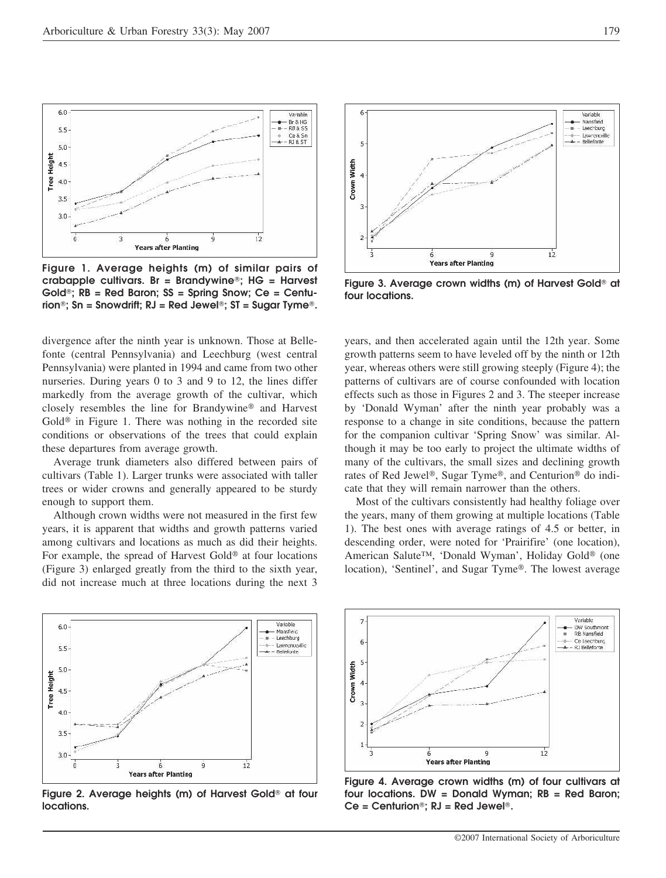Figure 1. Average heights (m) of similar pairs of crabapple cultivars. Br = Brandywine®; HG = Harvest Gold®; RB = Red Baron; SS = Spring Snow; Ce = Centurion®; Sn = Snowdrift; RJ = Red Jewel®; ST = Sugar Tyme®.

Figure 2. Average heights (m) of Harvest Gold® at four locations.

Figure 3. Average crown widths (m) of Harvest Gold® at four locations.

Figure 4. Average crown widths (m) of four cultivars at four locations. DW = Donald Wyman; RB = Red Baron; Ce = Centurion®; RJ = Red Jewel®.

divergence after the ninth year is unknown. Those at Bellefonte (central Pennsylvania) and Leechburg (west central Pennsylvania) were planted in 1994 and came from two other nurseries. During years 0 to 3 and 9 to 12, the lines differ markedly from the average growth of the cultivar, which closely resembles the line for Brandywine® and Harvest Gold® in Figure 1. There was nothing in the recorded site conditions or observations of the trees that could explain these departures from average growth.

Average trunk diameters also differed between pairs of cultivars (Table 1). Larger trunks were associated with taller trees or wider crowns and generally appeared to be sturdy enough to support them.

Although crown widths were not measured in the first few years, it is apparent that widths and growth patterns varied among cultivars and locations as much as did their heights. For example, the spread of Harvest Gold® at four locations (Figure 3) enlarged greatly from the third to the sixth year, did not increase much at three locations during the next 3 years, and then accelerated again until the 12th year. Some growth patterns seem to have leveled off by the ninth or 12th year, whereas others were still growing steeply (Figure 4); the patterns of cultivars are of course confounded with location effects such as those in Figures 2 and 3. The steeper increase by 'Donald Wyman' after the ninth year probably was a response to a change in site conditions, because the pattern for the companion cultivar 'Spring Snow' was similar. Although it may be too early to project the ultimate widths of many of the cultivars, the small sizes and declining growth rates of Red Jewel®, Sugar Tyme®, and Centurion® do indicate that they will remain narrower than the others.

Most of the cultivars consistently had healthy foliage over the years, many of them growing at multiple locations (Table 1). The best ones with average ratings of 4.5 or better, in descending order, were noted for 'Prairifire' (one location), American Salute™, 'Donald Wyman', Holiday Gold® (one location), 'Sentinel', and Sugar Tyme®. The lowest average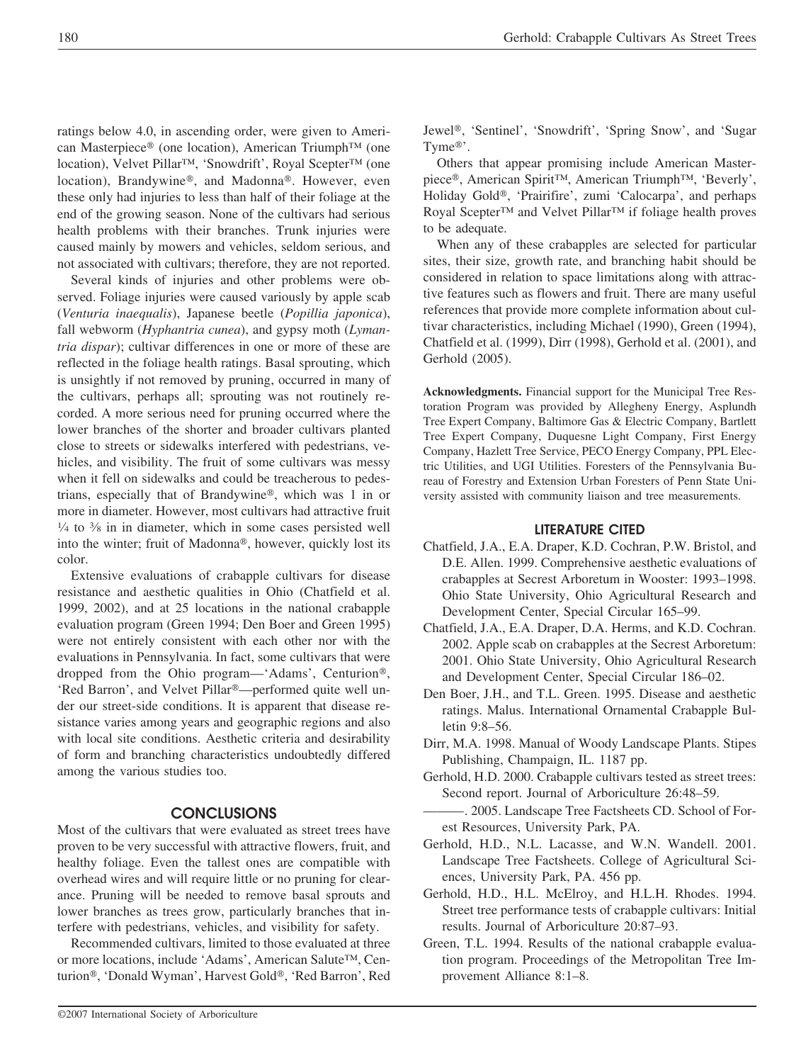ratings below 4.0, in ascending order, were given to American Masterpiece® (one location), American Triumph™ (one location), Velvet Pillar™, 'Snowdrift', Royal Scepter™ (one location), Brandywine®, and Madonna®. However, even these only had injuries to less than half of their foliage at the end of the growing season. None of the cultivars had serious health problems with their branches. Trunk injuries were caused mainly by mowers and vehicles, seldom serious, and not associated with cultivars; therefore, they are not reported.

Several kinds of injuries and other problems were observed. Foliage injuries were caused variously by apple scab (*Venturia inaequalis*), Japanese beetle (*Popillia japonica*), fall webworm (*Hyphantria cunea*), and gypsy moth (*Lymantria dispar*); cultivar differences in one or more of these are reflected in the foliage health ratings. Basal sprouting, which is unsightly if not removed by pruning, occurred in many of the cultivars, perhaps all; sprouting was not routinely recorded. A more serious need for pruning occurred where the lower branches of the shorter and broader cultivars planted close to streets or sidewalks interfered with pedestrians, vehicles, and visibility. The fruit of some cultivars was messy when it fell on sidewalks and could be treacherous to pedestrians, especially that of Brandywine®, which was 1 in or more in diameter. However, most cultivars had attractive fruit ¼ to ⅜ in in diameter, which in some cases persisted well into the winter; fruit of Madonna®, however, quickly lost its color.

Extensive evaluations of crabapple cultivars for disease resistance and aesthetic qualities in Ohio (Chatfield et al. 1999, 2002), and at 25 locations in the national crabapple evaluation program (Green 1994; Den Boer and Green 1995) were not entirely consistent with each other nor with the evaluations in Pennsylvania. In fact, some cultivars that were dropped from the Ohio program—'Adams', Centurion®, 'Red Barron', and Velvet Pillar®—performed quite well under our street-side conditions. It is apparent that disease resistance varies among years and geographic regions and also with local site conditions. Aesthetic criteria and desirability of form and branching characteristics undoubtedly differed among the various studies too.

## CONCLUSIONS

Most of the cultivars that were evaluated as street trees have proven to be very successful with attractive flowers, fruit, and healthy foliage. Even the tallest ones are compatible with overhead wires and will require little or no pruning for clearance. Pruning will be needed to remove basal sprouts and lower branches as trees grow, particularly branches that interfere with pedestrians, vehicles, and visibility for safety.

Recommended cultivars, limited to those evaluated at three or more locations, include 'Adams', American Salute™, Centurion®, 'Donald Wyman', Harvest Gold®, 'Red Barron', Red Jewel®, 'Sentinel', 'Snowdrift', 'Spring Snow', and 'Sugar Tyme®'.

Others that appear promising include American Masterpiece®, American Spirit™, American Triumph™, 'Beverly', Holiday Gold®, 'Prairifire', zumi 'Calocarpa', and perhaps Royal Scepter™ and Velvet Pillar™ if foliage health proves to be adequate.

When any of these crabapples are selected for particular sites, their size, growth rate, and branching habit should be considered in relation to space limitations along with attractive features such as flowers and fruit. There are many useful references that provide more complete information about cultivar characteristics, including Michael (1990), Green (1994), Chatfield et al. (1999), Dirr (1998), Gerhold et al. (2001), and Gerhold (2005).

**Acknowledgments.** Financial support for the Municipal Tree Restoration Program was provided by Allegheny Energy, Asplundh Tree Expert Company, Baltimore Gas & Electric Company, Bartlett Tree Expert Company, Duquesne Light Company, First Energy Company, Hazlett Tree Service, PECO Energy Company, PPL Electric Utilities, and UGI Utilities. Foresters of the Pennsylvania Bureau of Forestry and Extension Urban Foresters of Penn State University assisted with community liaison and tree measurements.

## LITERATURE CITED

Chatfield, J.A., E.A. Draper, K.D. Cochran, P.W. Bristol, and D.E. Allen. 1999. Comprehensive aesthetic evaluations of crabapples at Secrest Arboretum in Wooster: 1993–1998. Ohio State University, Ohio Agricultural Research and Development Center, Special Circular 165–99.

Chatfield, J.A., E.A. Draper, D.A. Herms, and K.D. Cochran. 2002. Apple scab on crabapples at the Secrest Arboretum: 2001. Ohio State University, Ohio Agricultural Research and Development Center, Special Circular 186–02.

Den Boer, J.H., and T.L. Green. 1995. Disease and aesthetic ratings. Malus. International Ornamental Crabapple Bulletin 9:8–56.

Dirr, M.A. 1998. Manual of Woody Landscape Plants. Stipes Publishing, Champaign, IL. 1187 pp.

Gerhold, H.D. 2000. Crabapple cultivars tested as street trees: Second report. Journal of Arboriculture 26:48–59.

———. 2005. Landscape Tree Factsheets CD. School of Forest Resources, University Park, PA.

Gerhold, H.D., N.L. Lacasse, and W.N. Wandell. 2001. Landscape Tree Factsheets. College of Agricultural Sciences, University Park, PA. 456 pp.

Gerhold, H.D., H.L. McElroy, and H.L.H. Rhodes. 1994. Street tree performance tests of crabapple cultivars: Initial results. Journal of Arboriculture 20:87–93.

Green, T.L. 1994. Results of the national crabapple evaluation program. Proceedings of the Metropolitan Tree Improvement Alliance 8:1–8.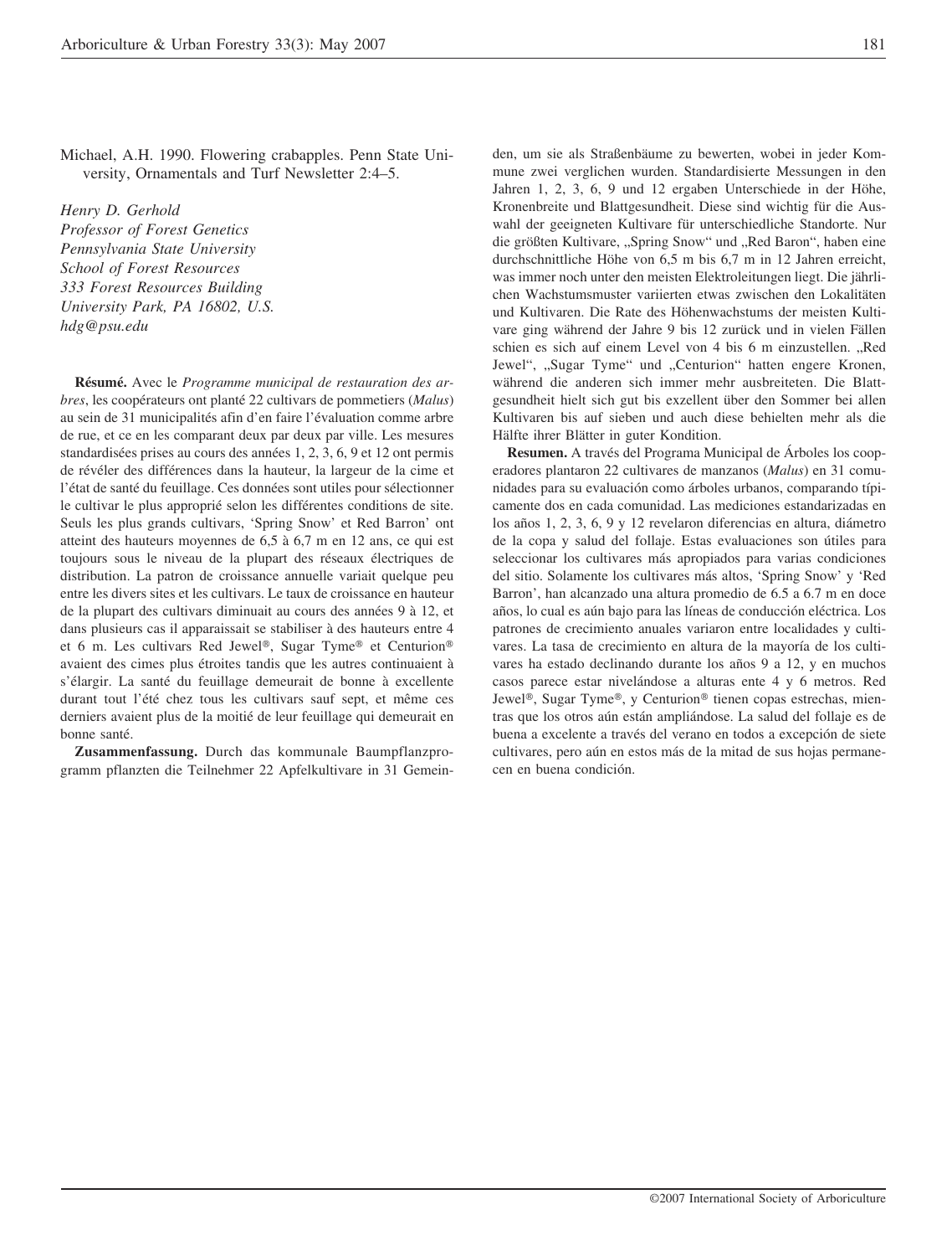Michael, A.H. 1990. Flowering crabapples. Penn State University, Ornamentals and Turf Newsletter 2:4–5.

*Henry D. Gerhold*
*Professor of Forest Genetics*
*Pennsylvania State University*
*School of Forest Resources*
*333 Forest Resources Building*
*University Park, PA 16802, U.S.*
*hdg@psu.edu*

**Résumé.** Avec le *Programme municipal de restauration des arbres*, les coopérateurs ont planté 22 cultivars de pommetiers (*Malus*) au sein de 31 municipalités afin d'en faire l'évaluation comme arbre de rue, et ce en les comparant deux par deux par ville. Les mesures standardisées prises au cours des années 1, 2, 3, 6, 9 et 12 ont permis de révéler des différences dans la hauteur, la largeur de la cime et l'état de santé du feuillage. Ces données sont utiles pour sélectionner le cultivar le plus approprié selon les différentes conditions de site. Seuls les plus grands cultivars, 'Spring Snow' et Red Barron' ont atteint des hauteurs moyennes de 6,5 à 6,7 m en 12 ans, ce qui est toujours sous le niveau de la plupart des réseaux électriques de distribution. La patron de croissance annuelle variait quelque peu entre les divers sites et les cultivars. Le taux de croissance en hauteur de la plupart des cultivars diminuait au cours des années 9 à 12, et dans plusieurs cas il apparaissait se stabiliser à des hauteurs entre 4 et 6 m. Les cultivars Red Jewel®, Sugar Tyme® et Centurion® avaient des cimes plus étroites tandis que les autres continuaient à s'élargir. La santé du feuillage demeurait de bonne à excellente durant tout l'été chez tous les cultivars sauf sept, et même ces derniers avaient plus de la moitié de leur feuillage qui demeurait en bonne santé.

**Zusammenfassung.** Durch das kommunale Baumpflanzprogramm pflanzten die Teilnehmer 22 Apfelkultivare in 31 Gemeinden, um sie als Straßenbäume zu bewerten, wobei in jeder Kommune zwei verglichen wurden. Standardisierte Messungen in den Jahren 1, 2, 3, 6, 9 und 12 ergaben Unterschiede in der Höhe, Kronenbreite und Blattgesundheit. Diese sind wichtig für die Auswahl der geeigneten Kultivare für unterschiedliche Standorte. Nur die größten Kultivare, „Spring Snow" und „Red Baron", haben eine durchschnittliche Höhe von 6,5 m bis 6,7 m in 12 Jahren erreicht, was immer noch unter den meisten Elektroleitungen liegt. Die jährlichen Wachstumsmuster variierten etwas zwischen den Lokalitäten und Kultivaren. Die Rate des Höhenwachstums der meisten Kultivare ging während der Jahre 9 bis 12 zurück und in vielen Fällen schien es sich auf einem Level von 4 bis 6 m einzustellen. „Red Jewel", „Sugar Tyme" und „Centurion" hatten engere Kronen, während die anderen sich immer mehr ausbreiteten. Die Blattgesundheit hielt sich gut bis exzellent über den Sommer bei allen Kultivaren bis auf sieben und auch diese behielten mehr als die Hälfte ihrer Blätter in guter Kondition.

**Resumen.** A través del Programa Municipal de Árboles los cooperadores plantaron 22 cultivares de manzanos (*Malus*) en 31 comunidades para su evaluación como árboles urbanos, comparando típicamente dos en cada comunidad. Las mediciones estandarizadas en los años 1, 2, 3, 6, 9 y 12 revelaron diferencias en altura, diámetro de la copa y salud del follaje. Estas evaluaciones son útiles para seleccionar los cultivares más apropiados para varias condiciones del sitio. Solamente los cultivares más altos, 'Spring Snow' y 'Red Barron', han alcanzado una altura promedio de 6.5 a 6.7 m en doce años, lo cual es aún bajo para las líneas de conducción eléctrica. Los patrones de crecimiento anuales variaron entre localidades y cultivares. La tasa de crecimiento en altura de la mayoría de los cultivares ha estado declinando durante los años 9 a 12, y en muchos casos parece estar nivelándose a alturas ente 4 y 6 metros. Red Jewel®, Sugar Tyme®, y Centurion® tienen copas estrechas, mientras que los otros aún están ampliándose. La salud del follaje es de buena a excelente a través del verano en todos a excepción de siete cultivares, pero aún en estos más de la mitad de sus hojas permanecen en buena condición.